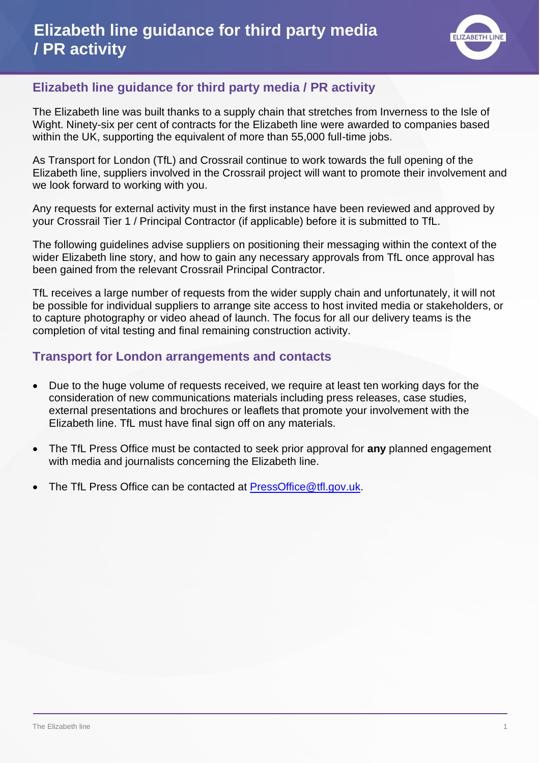# Elizabeth line guidance for third party media / PR activity

## Elizabeth line guidance for third party media / PR activity

The Elizabeth line was built thanks to a supply chain that stretches from Inverness to the Isle of Wight. Ninety-six per cent of contracts for the Elizabeth line were awarded to companies based within the UK, supporting the equivalent of more than 55,000 full-time jobs.

As Transport for London (TfL) and Crossrail continue to work towards the full opening of the Elizabeth line, suppliers involved in the Crossrail project will want to promote their involvement and we look forward to working with you.

Any requests for external activity must in the first instance have been reviewed and approved by your Crossrail Tier 1 / Principal Contractor (if applicable) before it is submitted to TfL.

The following guidelines advise suppliers on positioning their messaging within the context of the wider Elizabeth line story, and how to gain any necessary approvals from TfL once approval has been gained from the relevant Crossrail Principal Contractor.

TfL receives a large number of requests from the wider supply chain and unfortunately, it will not be possible for individual suppliers to arrange site access to host invited media or stakeholders, or to capture photography or video ahead of launch. The focus for all our delivery teams is the completion of vital testing and final remaining construction activity.

## Transport for London arrangements and contacts

- Due to the huge volume of requests received, we require at least ten working days for the consideration of new communications materials including press releases, case studies, external presentations and brochures or leaflets that promote your involvement with the Elizabeth line. TfL must have final sign off on any materials.
- The TfL Press Office must be contacted to seek prior approval for **any** planned engagement with media and journalists concerning the Elizabeth line.
- The TfL Press Office can be contacted at PressOffice@tfl.gov.uk.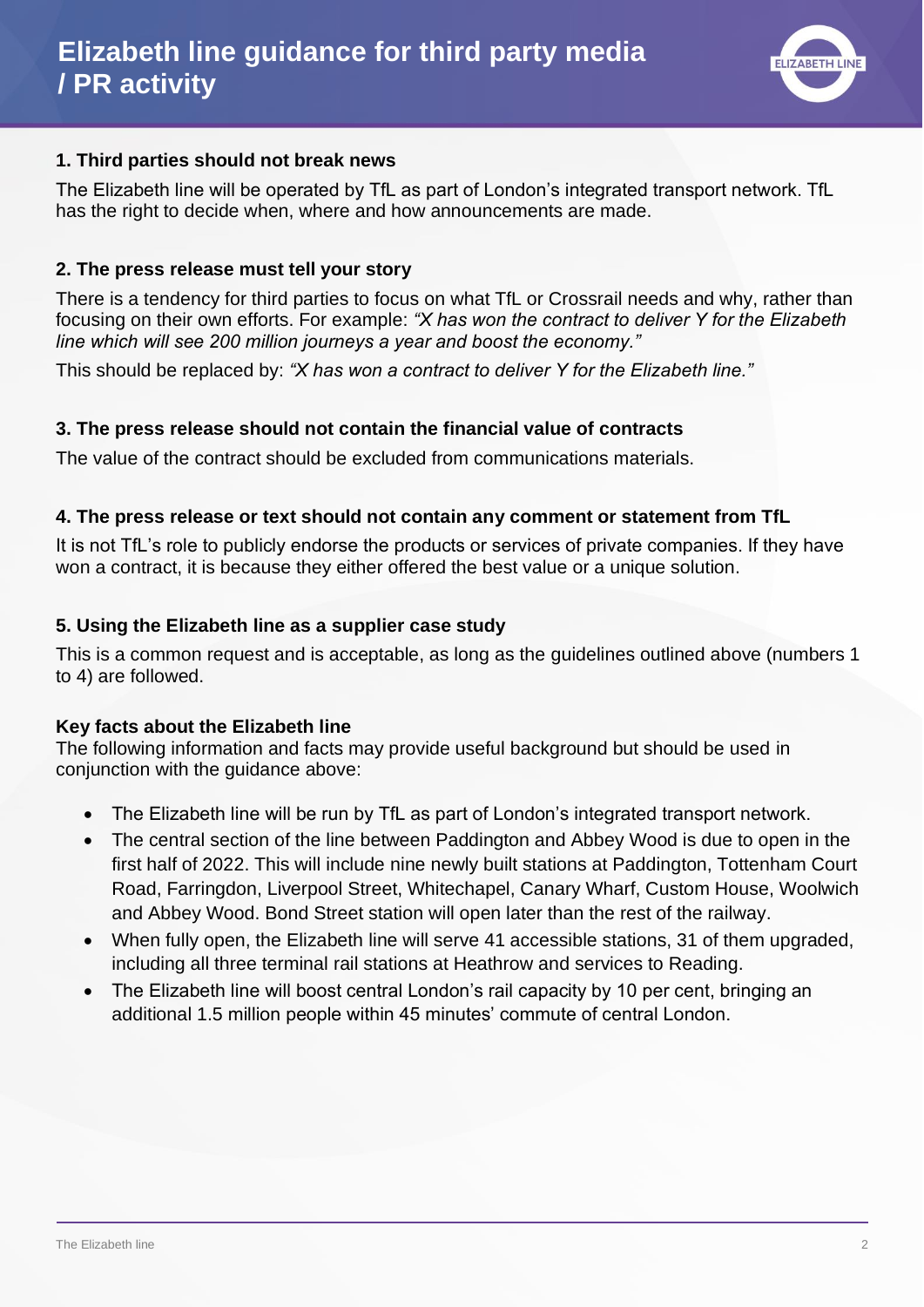# Elizabeth line guidance for third party media / PR activity

### 1. Third parties should not break news

The Elizabeth line will be operated by TfL as part of London's integrated transport network. TfL has the right to decide when, where and how announcements are made.

### 2. The press release must tell your story

There is a tendency for third parties to focus on what TfL or Crossrail needs and why, rather than focusing on their own efforts. For example: *"X has won the contract to deliver Y for the Elizabeth line which will see 200 million journeys a year and boost the economy."*

This should be replaced by: *"X has won a contract to deliver Y for the Elizabeth line."*

### 3. The press release should not contain the financial value of contracts

The value of the contract should be excluded from communications materials.

### 4. The press release or text should not contain any comment or statement from TfL

It is not TfL's role to publicly endorse the products or services of private companies. If they have won a contract, it is because they either offered the best value or a unique solution.

### 5. Using the Elizabeth line as a supplier case study

This is a common request and is acceptable, as long as the guidelines outlined above (numbers 1 to 4) are followed.

### Key facts about the Elizabeth line

The following information and facts may provide useful background but should be used in conjunction with the guidance above:

- The Elizabeth line will be run by TfL as part of London's integrated transport network.
- The central section of the line between Paddington and Abbey Wood is due to open in the first half of 2022. This will include nine newly built stations at Paddington, Tottenham Court Road, Farringdon, Liverpool Street, Whitechapel, Canary Wharf, Custom House, Woolwich and Abbey Wood. Bond Street station will open later than the rest of the railway.
- When fully open, the Elizabeth line will serve 41 accessible stations, 31 of them upgraded, including all three terminal rail stations at Heathrow and services to Reading.
- The Elizabeth line will boost central London's rail capacity by 10 per cent, bringing an additional 1.5 million people within 45 minutes' commute of central London.